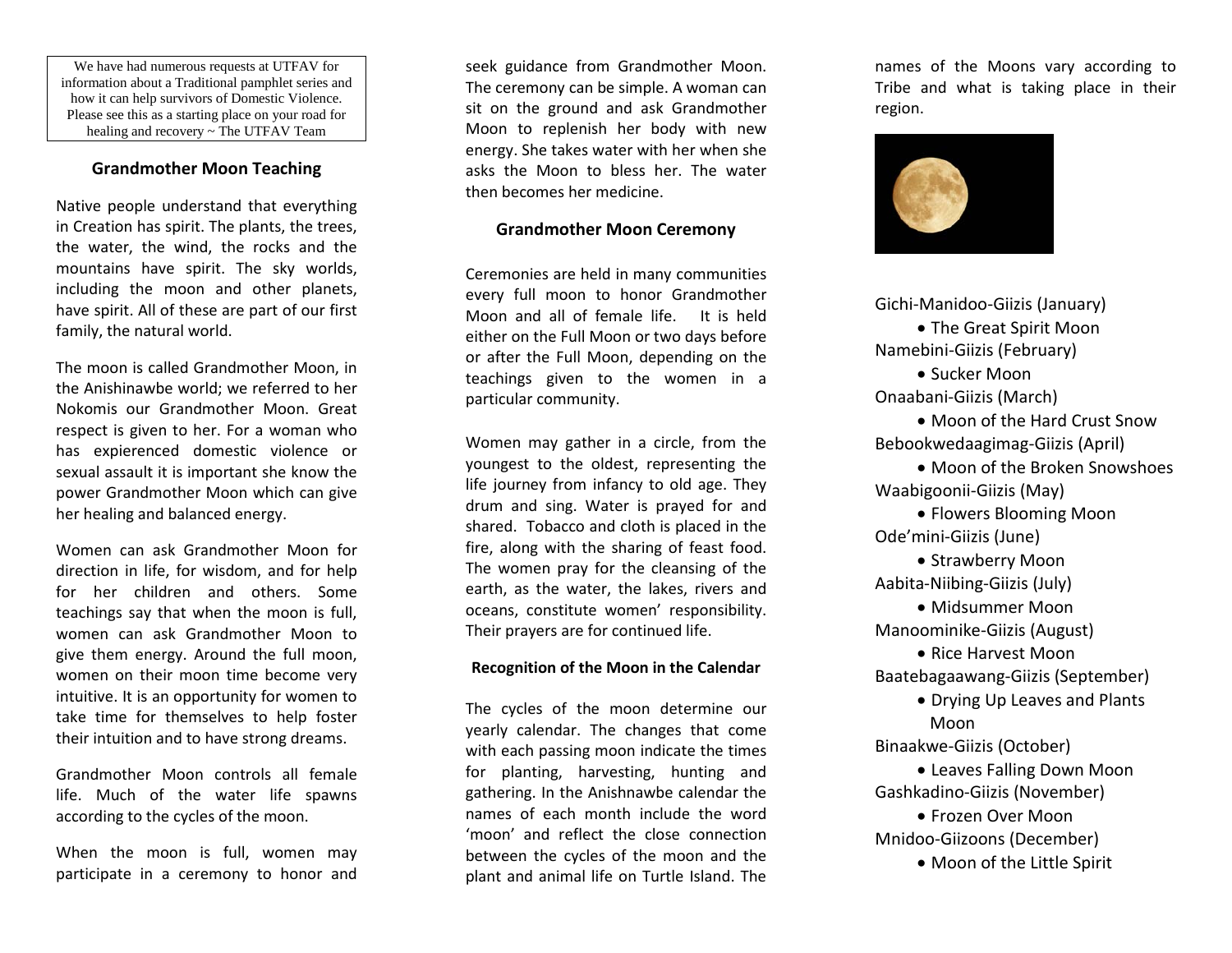We have had numerous requests at UTFAV for information about a Traditional pamphlet series and how it can help survivors of Domestic Violence. Please see this as a starting place on your road for healing and recovery ~ The UTFAV Team

## Grandmother Moon Teaching

Native people understand that everything in Creation has spirit. The plants, the trees, the water, the wind, the rocks and the mountains have spirit. The sky worlds, including the moon and other planets, have spirit. All of these are part of our first family, the natural world.

The moon is called Grandmother Moon, in the Anishinawbe world; we referred to her Nokomis our Grandmother Moon. Great respect is given to her. For a woman who has expierenced domestic violence or sexual assault it is important she know the power Grandmother Moon which can give her healing and balanced energy.

Women can ask Grandmother Moon for direction in life, for wisdom, and for help for her children and others. Some teachings say that when the moon is full, women can ask Grandmother Moon to give them energy. Around the full moon, women on their moon time become very intuitive. It is an opportunity for women to take time for themselves to help foster their intuition and to have strong dreams.

Grandmother Moon controls all female life. Much of the water life spawns according to the cycles of the moon.

When the moon is full, women may participate in a ceremony to honor and seek guidance from Grandmother Moon. The ceremony can be simple. A woman can sit on the ground and ask Grandmother Moon to replenish her body with new energy. She takes water with her when she asks the Moon to bless her. The water then becomes her medicine.

## Grandmother Moon Ceremony

Ceremonies are held in many communities every full moon to honor Grandmother Moon and all of female life. It is held either on the Full Moon or two days before or after the Full Moon, depending on the teachings given to the women in a particular community.

Women may gather in a circle, from the youngest to the oldest, representing the life journey from infancy to old age. They drum and sing. Water is prayed for and shared. Tobacco and cloth is placed in the fire, along with the sharing of feast food. The women pray for the cleansing of the earth, as the water, the lakes, rivers and oceans, constitute women' responsibility. Their prayers are for continued life.

### Recognition of the Moon in the Calendar

The cycles of the moon determine our yearly calendar. The changes that come with each passing moon indicate the times for planting, harvesting, hunting and gathering. In the Anishnawbe calendar the names of each month include the word 'moon' and reflect the close connection between the cycles of the moon and the plant and animal life on Turtle Island. The names of the Moons vary according to Tribe and what is taking place in their region.

Gichi-Manidoo-Giizis (January)
- The Great Spirit Moon

Namebini-Giizis (February)
- Sucker Moon

Onaabani-Giizis (March)
- Moon of the Hard Crust Snow

Bebookwedaagimag-Giizis (April)
- Moon of the Broken Snowshoes

Waabigoonii-Giizis (May)
- Flowers Blooming Moon

Ode'mini-Giizis (June)
- Strawberry Moon

Aabita-Niibing-Giizis (July)
- Midsummer Moon

Manoominike-Giizis (August)
- Rice Harvest Moon

Baatebagaawang-Giizis (September)
- Drying Up Leaves and Plants Moon

Binaakwe-Giizis (October)
- Leaves Falling Down Moon

Gashkadino-Giizis (November)
- Frozen Over Moon

Mnidoo-Giizoons (December)
- Moon of the Little Spirit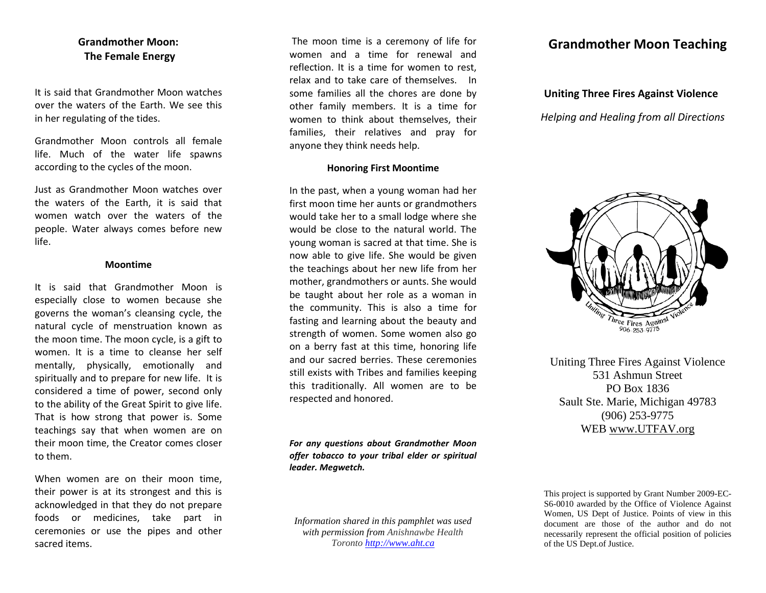## Grandmother Moon: The Female Energy

It is said that Grandmother Moon watches over the waters of the Earth. We see this in her regulating of the tides.

Grandmother Moon controls all female life. Much of the water life spawns according to the cycles of the moon.

Just as Grandmother Moon watches over the waters of the Earth, it is said that women watch over the waters of the people. Water always comes before new life.

### Moontime

It is said that Grandmother Moon is especially close to women because she governs the woman's cleansing cycle, the natural cycle of menstruation known as the moon time. The moon cycle, is a gift to women. It is a time to cleanse her self mentally, physically, emotionally and spiritually and to prepare for new life. It is considered a time of power, second only to the ability of the Great Spirit to give life. That is how strong that power is. Some teachings say that when women are on their moon time, the Creator comes closer to them.

When women are on their moon time, their power is at its strongest and this is acknowledged in that they do not prepare foods or medicines, take part in ceremonies or use the pipes and other sacred items.

The moon time is a ceremony of life for women and a time for renewal and reflection. It is a time for women to rest, relax and to take care of themselves. In some families all the chores are done by other family members. It is a time for women to think about themselves, their families, their relatives and pray for anyone they think needs help.

### Honoring First Moontime

In the past, when a young woman had her first moon time her aunts or grandmothers would take her to a small lodge where she would be close to the natural world. The young woman is sacred at that time. She is now able to give life. She would be given the teachings about her new life from her mother, grandmothers or aunts. She would be taught about her role as a woman in the community. This is also a time for fasting and learning about the beauty and strength of women. Some women also go on a berry fast at this time, honoring life and our sacred berries. These ceremonies still exists with Tribes and families keeping this traditionally. All women are to be respected and honored.

***For any questions about Grandmother Moon offer tobacco to your tribal elder or spiritual leader. Megwetch.***

*Information shared in this pamphlet was used with permission from Anishnawbe Health Toronto http://www.aht.ca*

# Grandmother Moon Teaching

### Uniting Three Fires Against Violence

*Helping and Healing from all Directions*

Uniting Three Fires Against Violence
531 Ashmun Street
PO Box 1836
Sault Ste. Marie, Michigan 49783
(906) 253-9775
WEB www.UTFAV.org

This project is supported by Grant Number 2009-EC-S6-0010 awarded by the Office of Violence Against Women, US Dept of Justice. Points of view in this document are those of the author and do not necessarily represent the official position of policies of the US Dept.of Justice.